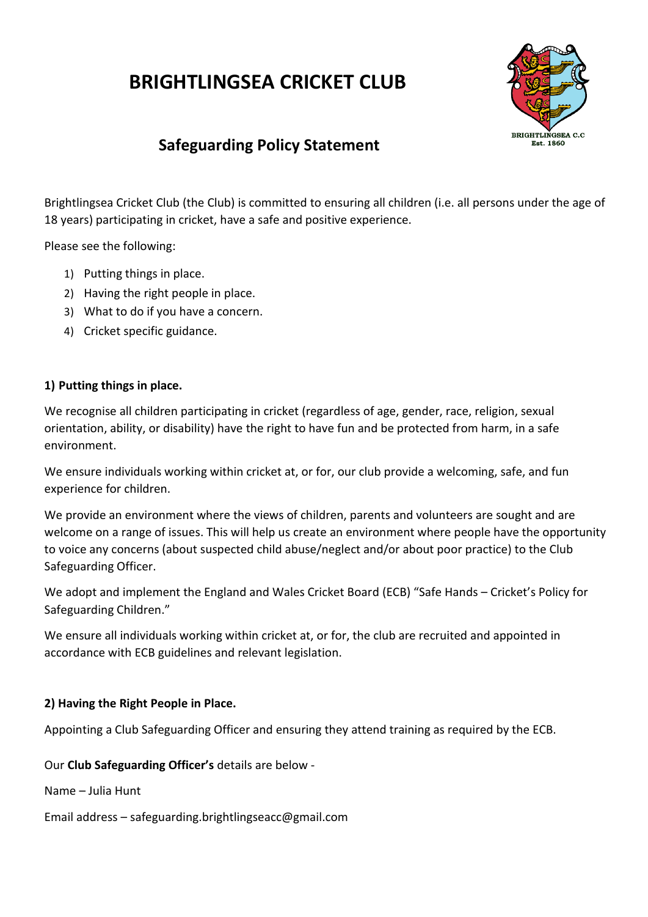# BRIGHTLINGSEA CRICKET CLUB

## Safeguarding Policy Statement

Brightlingsea Cricket Club (the Club) is committed to ensuring all children (i.e. all persons under the age of 18 years) participating in cricket, have a safe and positive experience.

Please see the following:

1) Putting things in place.
2) Having the right people in place.
3) What to do if you have a concern.
4) Cricket specific guidance.

**1) Putting things in place.**

We recognise all children participating in cricket (regardless of age, gender, race, religion, sexual orientation, ability, or disability) have the right to have fun and be protected from harm, in a safe environment.

We ensure individuals working within cricket at, or for, our club provide a welcoming, safe, and fun experience for children.

We provide an environment where the views of children, parents and volunteers are sought and are welcome on a range of issues. This will help us create an environment where people have the opportunity to voice any concerns (about suspected child abuse/neglect and/or about poor practice) to the Club Safeguarding Officer.

We adopt and implement the England and Wales Cricket Board (ECB) "Safe Hands – Cricket's Policy for Safeguarding Children."

We ensure all individuals working within cricket at, or for, the club are recruited and appointed in accordance with ECB guidelines and relevant legislation.

**2) Having the Right People in Place.**

Appointing a Club Safeguarding Officer and ensuring they attend training as required by the ECB.

Our **Club Safeguarding Officer's** details are below -

Name – Julia Hunt

Email address – safeguarding.brightlingseacc@gmail.com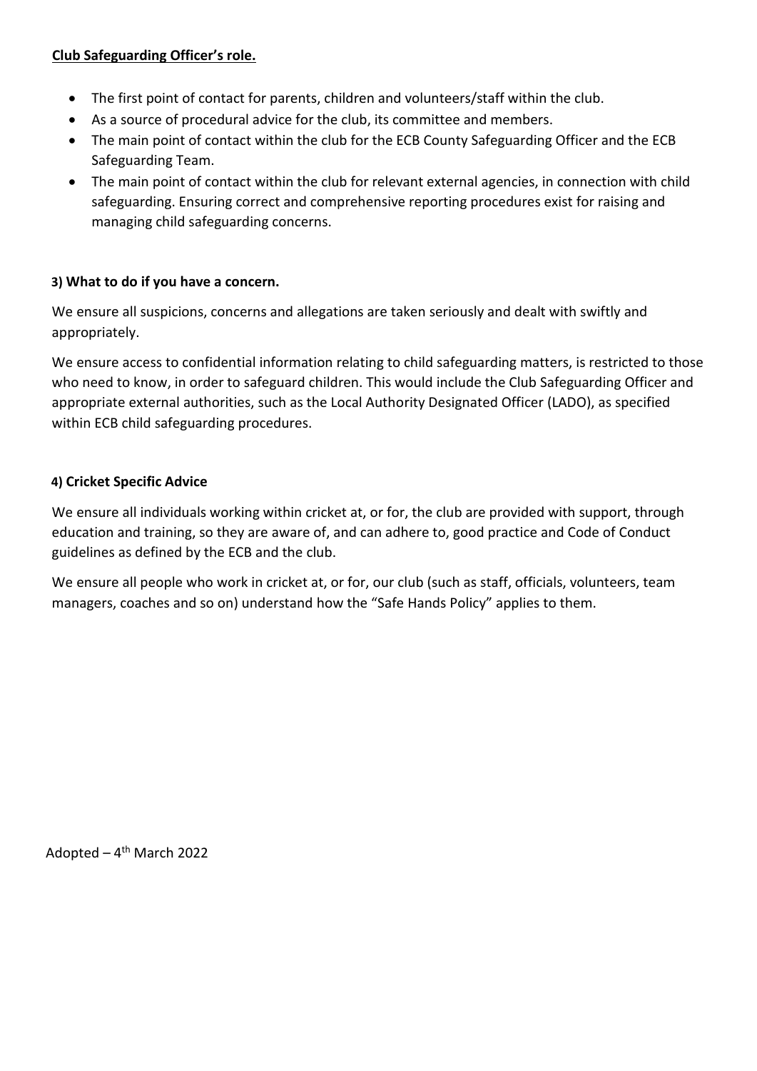**Club Safeguarding Officer's role.**

- The first point of contact for parents, children and volunteers/staff within the club.
- As a source of procedural advice for the club, its committee and members.
- The main point of contact within the club for the ECB County Safeguarding Officer and the ECB Safeguarding Team.
- The main point of contact within the club for relevant external agencies, in connection with child safeguarding. Ensuring correct and comprehensive reporting procedures exist for raising and managing child safeguarding concerns.

### 3) What to do if you have a concern.

We ensure all suspicions, concerns and allegations are taken seriously and dealt with swiftly and appropriately.

We ensure access to confidential information relating to child safeguarding matters, is restricted to those who need to know, in order to safeguard children. This would include the Club Safeguarding Officer and appropriate external authorities, such as the Local Authority Designated Officer (LADO), as specified within ECB child safeguarding procedures.

### 4) Cricket Specific Advice

We ensure all individuals working within cricket at, or for, the club are provided with support, through education and training, so they are aware of, and can adhere to, good practice and Code of Conduct guidelines as defined by the ECB and the club.

We ensure all people who work in cricket at, or for, our club (such as staff, officials, volunteers, team managers, coaches and so on) understand how the "Safe Hands Policy" applies to them.

Adopted – 4th March 2022